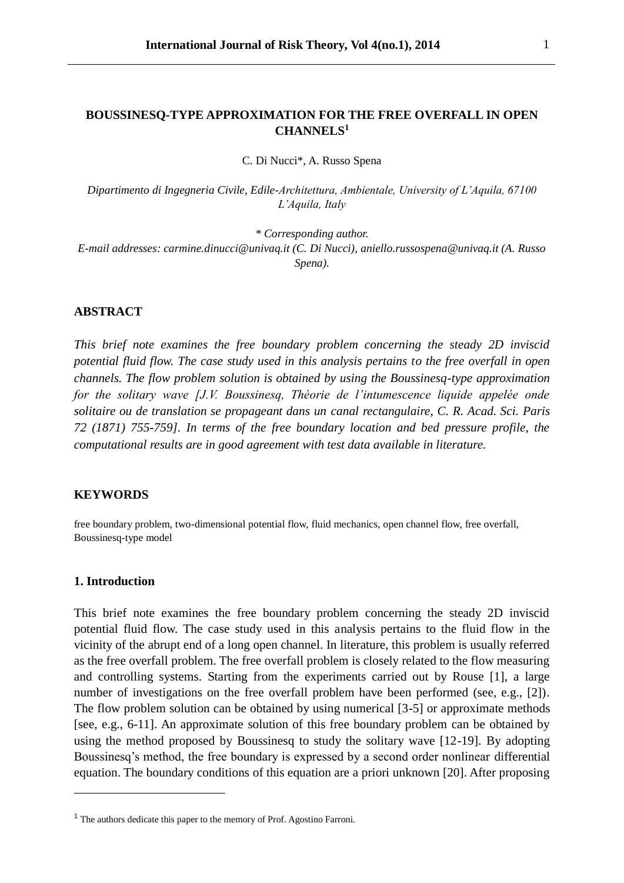# BOUSSINESQ-TYPE APPROXIMATION FOR THE FREE OVERFALL IN OPEN CHANNELS[1]

C. Di Nucci*, A. Russo Spena

*Dipartimento di Ingegneria Civile, Edile-Architettura, Ambientale, University of L'Aquila, 67100 L'Aquila, Italy*

*\* Corresponding author.*
*E-mail addresses: carmine.dinucci@univaq.it (C. Di Nucci), aniello.russospena@univaq.it (A. Russo Spena).*

## ABSTRACT

*This brief note examines the free boundary problem concerning the steady 2D inviscid potential fluid flow. The case study used in this analysis pertains to the free overfall in open channels. The flow problem solution is obtained by using the Boussinesq-type approximation for the solitary wave [J.V. Boussinesq, Théorie de l'intumescence liquide appelée onde solitaire ou de translation se propageant dans un canal rectangulaire, C. R. Acad. Sci. Paris 72 (1871) 755-759]. In terms of the free boundary location and bed pressure profile, the computational results are in good agreement with test data available in literature.*

## KEYWORDS

free boundary problem, two-dimensional potential flow, fluid mechanics, open channel flow, free overfall, Boussinesq-type model

## 1. Introduction

This brief note examines the free boundary problem concerning the steady 2D inviscid potential fluid flow. The case study used in this analysis pertains to the fluid flow in the vicinity of the abrupt end of a long open channel. In literature, this problem is usually referred as the free overfall problem. The free overfall problem is closely related to the flow measuring and controlling systems. Starting from the experiments carried out by Rouse [1], a large number of investigations on the free overfall problem have been performed (see, e.g., [2]). The flow problem solution can be obtained by using numerical [3-5] or approximate methods [see, e.g., 6-11]. An approximate solution of this free boundary problem can be obtained by using the method proposed by Boussinesq to study the solitary wave [12-19]. By adopting Boussinesq's method, the free boundary is expressed by a second order nonlinear differential equation. The boundary conditions of this equation are a priori unknown [20]. After proposing

---

[1] The authors dedicate this paper to the memory of Prof. Agostino Farroni.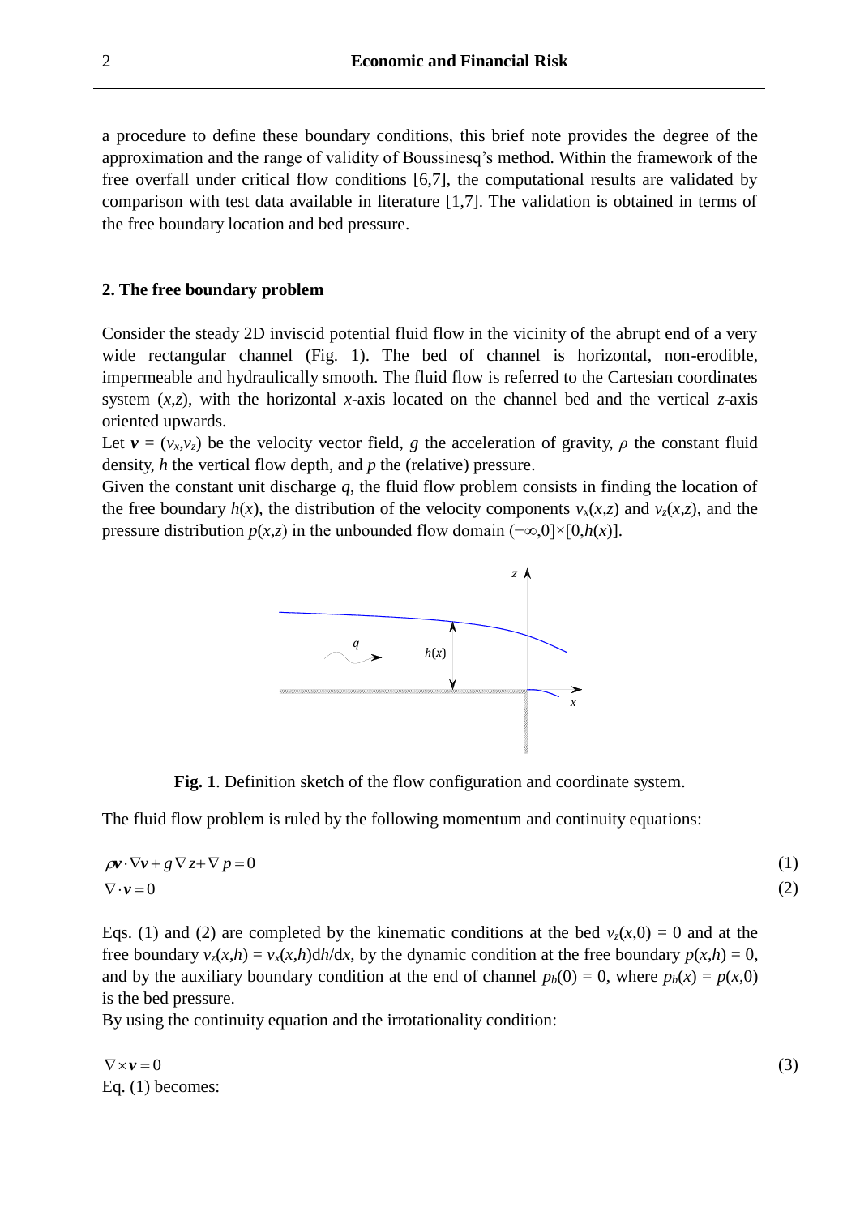a procedure to define these boundary conditions, this brief note provides the degree of the approximation and the range of validity of Boussinesq's method. Within the framework of the free overfall under critical flow conditions [6,7], the computational results are validated by comparison with test data available in literature [1,7]. The validation is obtained in terms of the free boundary location and bed pressure.

## 2. The free boundary problem

Consider the steady 2D inviscid potential fluid flow in the vicinity of the abrupt end of a very wide rectangular channel (Fig. 1). The bed of channel is horizontal, non-erodible, impermeable and hydraulically smooth. The fluid flow is referred to the Cartesian coordinates system $(x,z)$, with the horizontal $x$-axis located on the channel bed and the vertical $z$-axis oriented upwards.

Let $\boldsymbol{v} = (v_x,v_z)$ be the velocity vector field, $g$ the acceleration of gravity, $\rho$ the constant fluid density, $h$ the vertical flow depth, and $p$ the (relative) pressure.

Given the constant unit discharge $q$, the fluid flow problem consists in finding the location of the free boundary $h(x)$, the distribution of the velocity components $v_x(x,z)$ and $v_z(x,z)$, and the pressure distribution $p(x,z)$ in the unbounded flow domain $(-\infty,0]\times[0,h(x)]$.

**Fig. 1**. Definition sketch of the flow configuration and coordinate system.

The fluid flow problem is ruled by the following momentum and continuity equations:

$$\rho \boldsymbol{v}\cdot\nabla\boldsymbol{v} + g\nabla z + \nabla p = 0 \tag{1}$$

$$\nabla\cdot\boldsymbol{v} = 0 \tag{2}$$

Eqs. (1) and (2) are completed by the kinematic conditions at the bed $v_z(x,0) = 0$ and at the free boundary $v_z(x,h) = v_x(x,h)\mathrm{d}h/\mathrm{d}x$, by the dynamic condition at the free boundary $p(x,h) = 0$, and by the auxiliary boundary condition at the end of channel $p_b(0) = 0$, where $p_b(x) = p(x,0)$ is the bed pressure.

By using the continuity equation and the irrotationality condition:

$$\nabla\times\boldsymbol{v} = 0 \tag{3}$$

Eq. (1) becomes: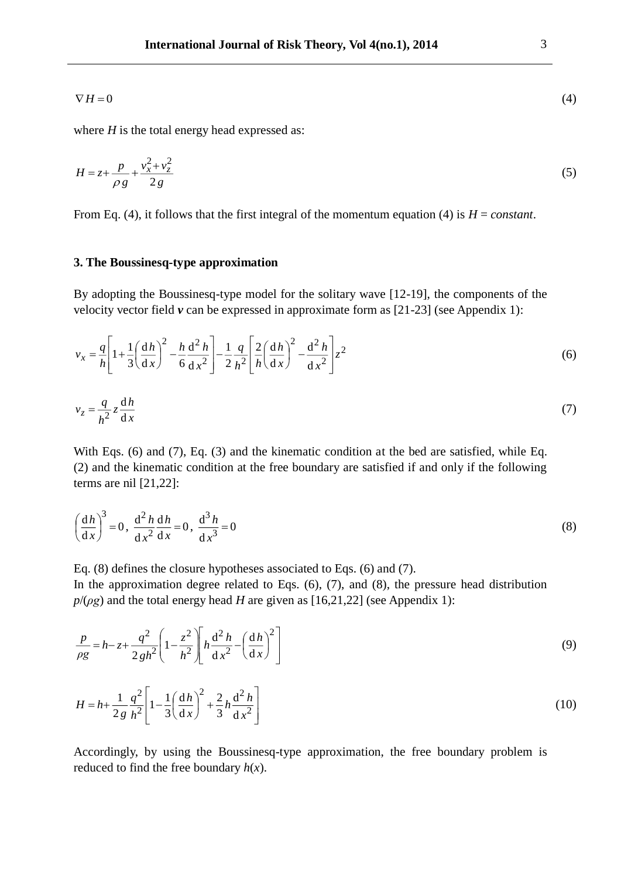$$\nabla H = 0 \tag{4}$$

where $H$ is the total energy head expressed as:

$$H = z + \frac{p}{\rho g} + \frac{v_x^2 + v_z^2}{2g} \tag{5}$$

From Eq. (4), it follows that the first integral of the momentum equation (4) is $H = constant$.

## 3. The Boussinesq-type approximation

By adopting the Boussinesq-type model for the solitary wave [12-19], the components of the velocity vector field $\boldsymbol{v}$ can be expressed in approximate form as [21-23] (see Appendix 1):

$$v_x = \frac{q}{h}\left[1 + \frac{1}{3}\left(\frac{\mathrm{d}h}{\mathrm{d}x}\right)^2 - \frac{h}{6}\frac{\mathrm{d}^2 h}{\mathrm{d}x^2}\right] - \frac{1}{2}\frac{q}{h^2}\left[\frac{2}{h}\left(\frac{\mathrm{d}h}{\mathrm{d}x}\right)^2 - \frac{\mathrm{d}^2 h}{\mathrm{d}x^2}\right]z^2 \tag{6}$$

$$v_z = \frac{q}{h^2} z \frac{\mathrm{d}h}{\mathrm{d}x} \tag{7}$$

With Eqs. (6) and (7), Eq. (3) and the kinematic condition at the bed are satisfied, while Eq. (2) and the kinematic condition at the free boundary are satisfied if and only if the following terms are nil [21,22]:

$$\left(\frac{\mathrm{d}h}{\mathrm{d}x}\right)^3 = 0, \ \frac{\mathrm{d}^2 h}{\mathrm{d}x^2}\frac{\mathrm{d}h}{\mathrm{d}x} = 0, \ \frac{\mathrm{d}^3 h}{\mathrm{d}x^3} = 0 \tag{8}$$

Eq. (8) defines the closure hypotheses associated to Eqs. (6) and (7).
In the approximation degree related to Eqs. (6), (7), and (8), the pressure head distribution $p/(\rho g)$ and the total energy head $H$ are given as [16,21,22] (see Appendix 1):

$$\frac{p}{\rho g} = h - z + \frac{q^2}{2gh^2}\left(1 - \frac{z^2}{h^2}\right)\left[h\frac{\mathrm{d}^2 h}{\mathrm{d}x^2} - \left(\frac{\mathrm{d}h}{\mathrm{d}x}\right)^2\right] \tag{9}$$

$$H = h + \frac{1}{2g}\frac{q^2}{h^2}\left[1 - \frac{1}{3}\left(\frac{\mathrm{d}h}{\mathrm{d}x}\right)^2 + \frac{2}{3}h\frac{\mathrm{d}^2 h}{\mathrm{d}x^2}\right] \tag{10}$$

Accordingly, by using the Boussinesq-type approximation, the free boundary problem is reduced to find the free boundary $h(x)$.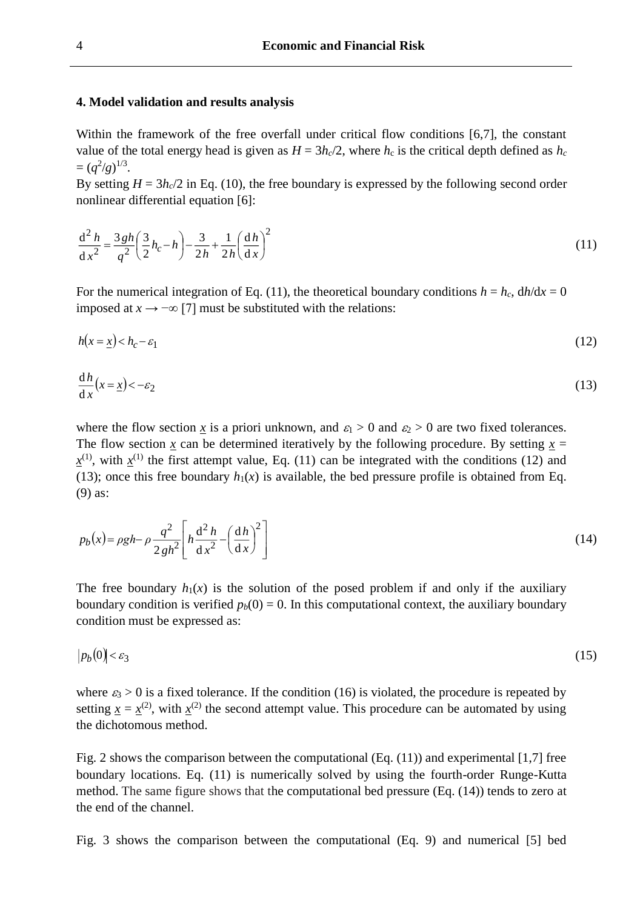### 4. Model validation and results analysis

Within the framework of the free overfall under critical flow conditions [6,7], the constant value of the total energy head is given as $H = 3h_c/2$, where $h_c$ is the critical depth defined as $h_c = (q^2/g)^{1/3}$.
By setting $H = 3h_c/2$ in Eq. (10), the free boundary is expressed by the following second order nonlinear differential equation [6]:

$$\frac{\mathrm{d}^2 h}{\mathrm{d}x^2} = \frac{3gh}{q^2}\left(\frac{3}{2}h_c - h\right) - \frac{3}{2h} + \frac{1}{2h}\left(\frac{\mathrm{d}h}{\mathrm{d}x}\right)^2 \tag{11}$$

For the numerical integration of Eq. (11), the theoretical boundary conditions $h = h_c$, $\mathrm{d}h/\mathrm{d}x = 0$ imposed at $x \to -\infty$ [7] must be substituted with the relations:

$$h\left(x = \underline{x}\right) < h_c - \varepsilon_1 \tag{12}$$

$$\frac{\mathrm{d}h}{\mathrm{d}x}\left(x = \underline{x}\right) < -\varepsilon_2 \tag{13}$$

where the flow section $\underline{x}$ is a priori unknown, and $\varepsilon_1 > 0$ and $\varepsilon_2 > 0$ are two fixed tolerances. The flow section $\underline{x}$ can be determined iteratively by the following procedure. By setting $\underline{x} = \underline{x}^{(1)}$, with $\underline{x}^{(1)}$ the first attempt value, Eq. (11) can be integrated with the conditions (12) and (13); once this free boundary $h_1(x)$ is available, the bed pressure profile is obtained from Eq. (9) as:

$$p_b(x) = \rho g h - \rho \frac{q^2}{2gh^2}\left[h\frac{\mathrm{d}^2 h}{\mathrm{d}x^2} - \left(\frac{\mathrm{d}h}{\mathrm{d}x}\right)^2\right] \tag{14}$$

The free boundary $h_1(x)$ is the solution of the posed problem if and only if the auxiliary boundary condition is verified $p_b(0) = 0$. In this computational context, the auxiliary boundary condition must be expressed as:

$$\left|p_b(0)\right| < \varepsilon_3 \tag{15}$$

where $\varepsilon_3 > 0$ is a fixed tolerance. If the condition (16) is violated, the procedure is repeated by setting $\underline{x} = \underline{x}^{(2)}$, with $\underline{x}^{(2)}$ the second attempt value. This procedure can be automated by using the dichotomous method.

Fig. 2 shows the comparison between the computational (Eq. (11)) and experimental [1,7] free boundary locations. Eq. (11) is numerically solved by using the fourth-order Runge-Kutta method. The same figure shows that the computational bed pressure (Eq. (14)) tends to zero at the end of the channel.

Fig. 3 shows the comparison between the computational (Eq. 9) and numerical [5] bed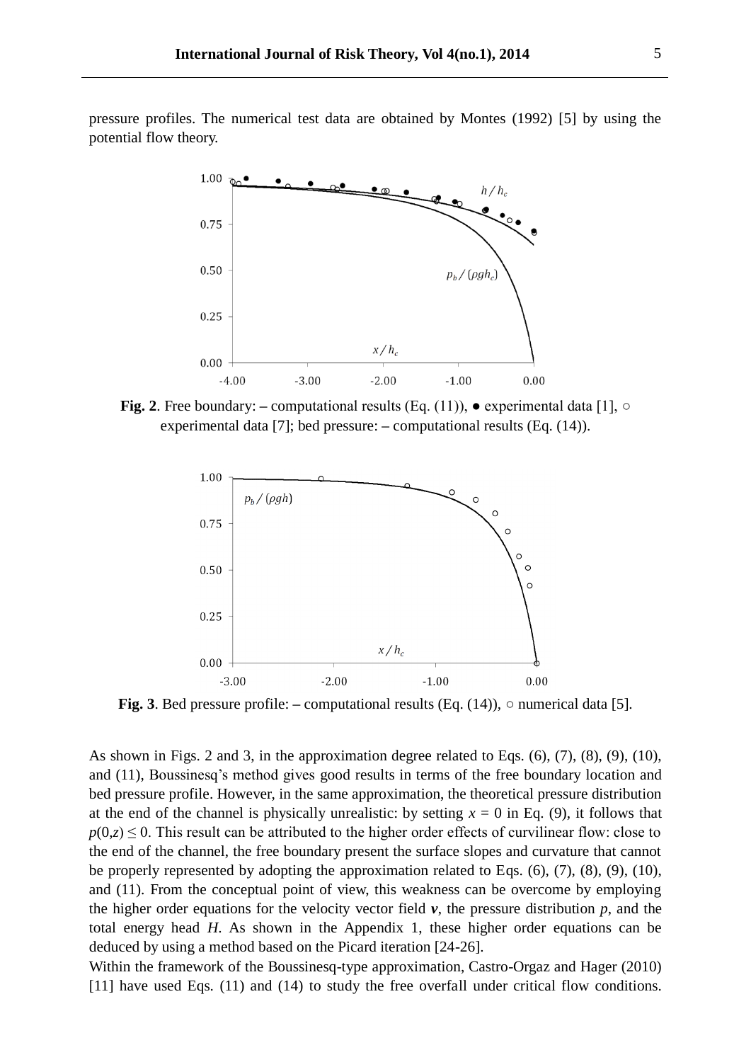pressure profiles. The numerical test data are obtained by Montes (1992) [5] by using the potential flow theory.

**Fig. 2**. Free boundary: – computational results (Eq. (11)), ● experimental data [1], ○ experimental data [7]; bed pressure: – computational results (Eq. (14)).

**Fig. 3**. Bed pressure profile: – computational results (Eq. (14)), ○ numerical data [5].

As shown in Figs. 2 and 3, in the approximation degree related to Eqs. (6), (7), (8), (9), (10), and (11), Boussinesq's method gives good results in terms of the free boundary location and bed pressure profile. However, in the same approximation, the theoretical pressure distribution at the end of the channel is physically unrealistic: by setting $x = 0$ in Eq. (9), it follows that $p(0,z) \leq 0$. This result can be attributed to the higher order effects of curvilinear flow: close to the end of the channel, the free boundary present the surface slopes and curvature that cannot be properly represented by adopting the approximation related to Eqs. (6), (7), (8), (9), (10), and (11). From the conceptual point of view, this weakness can be overcome by employing the higher order equations for the velocity vector field $\boldsymbol{v}$, the pressure distribution $p$, and the total energy head $H$. As shown in the Appendix 1, these higher order equations can be deduced by using a method based on the Picard iteration [24-26].

Within the framework of the Boussinesq-type approximation, Castro-Orgaz and Hager (2010) [11] have used Eqs. (11) and (14) to study the free overfall under critical flow conditions.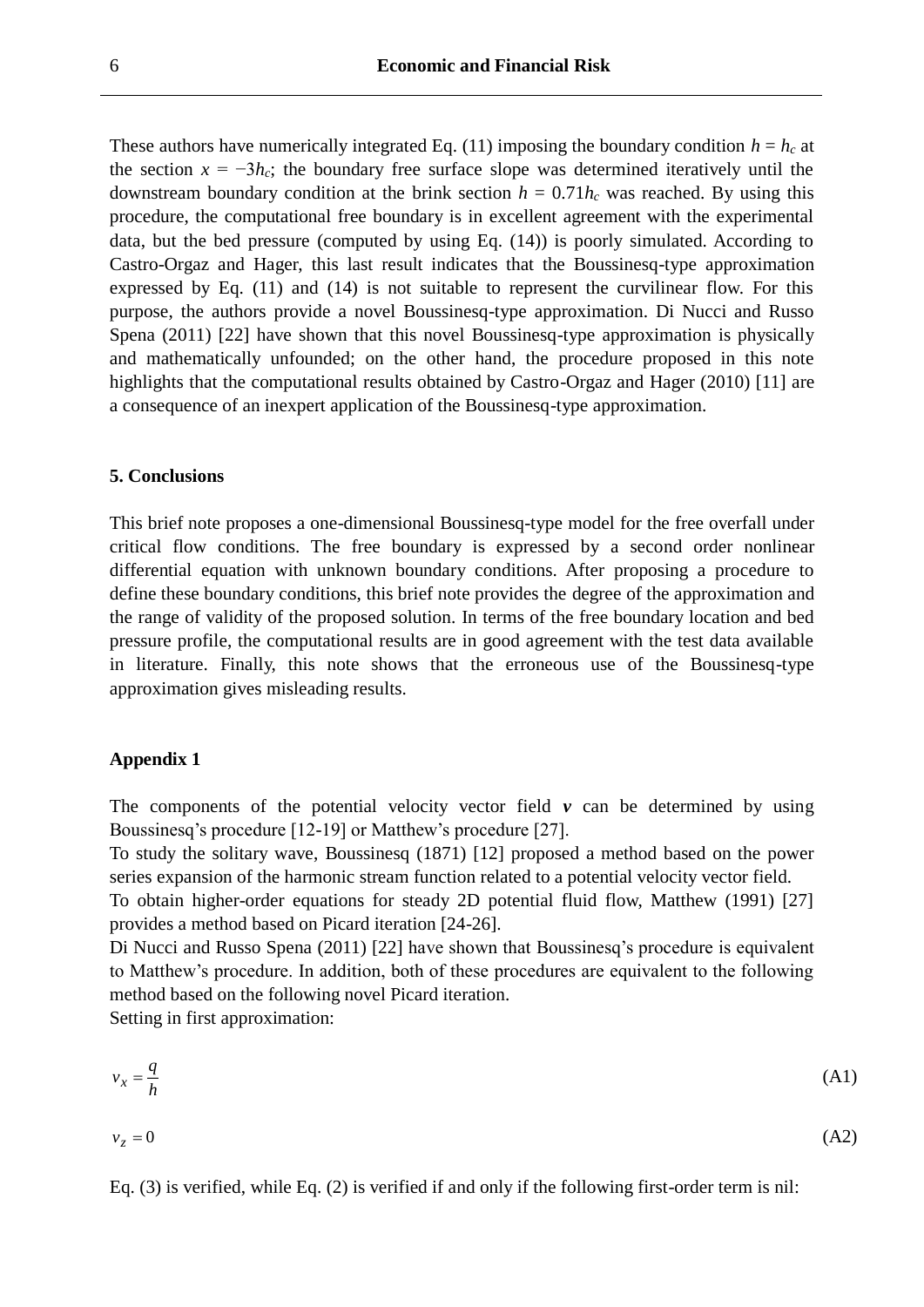These authors have numerically integrated Eq. (11) imposing the boundary condition $h = h_c$ at the section $x = -3h_c$; the boundary free surface slope was determined iteratively until the downstream boundary condition at the brink section $h = 0.71h_c$ was reached. By using this procedure, the computational free boundary is in excellent agreement with the experimental data, but the bed pressure (computed by using Eq. (14)) is poorly simulated. According to Castro-Orgaz and Hager, this last result indicates that the Boussinesq-type approximation expressed by Eq. (11) and (14) is not suitable to represent the curvilinear flow. For this purpose, the authors provide a novel Boussinesq-type approximation. Di Nucci and Russo Spena (2011) [22] have shown that this novel Boussinesq-type approximation is physically and mathematically unfounded; on the other hand, the procedure proposed in this note highlights that the computational results obtained by Castro-Orgaz and Hager (2010) [11] are a consequence of an inexpert application of the Boussinesq-type approximation.

## 5. Conclusions

This brief note proposes a one-dimensional Boussinesq-type model for the free overfall under critical flow conditions. The free boundary is expressed by a second order nonlinear differential equation with unknown boundary conditions. After proposing a procedure to define these boundary conditions, this brief note provides the degree of the approximation and the range of validity of the proposed solution. In terms of the free boundary location and bed pressure profile, the computational results are in good agreement with the test data available in literature. Finally, this note shows that the erroneous use of the Boussinesq-type approximation gives misleading results.

## Appendix 1

The components of the potential velocity vector field $\boldsymbol{v}$ can be determined by using Boussinesq's procedure [12-19] or Matthew's procedure [27].

To study the solitary wave, Boussinesq (1871) [12] proposed a method based on the power series expansion of the harmonic stream function related to a potential velocity vector field.

To obtain higher-order equations for steady 2D potential fluid flow, Matthew (1991) [27] provides a method based on Picard iteration [24-26].

Di Nucci and Russo Spena (2011) [22] have shown that Boussinesq's procedure is equivalent to Matthew's procedure. In addition, both of these procedures are equivalent to the following method based on the following novel Picard iteration.

Setting in first approximation:

$$v_x = \frac{q}{h} \tag{A1}$$

$$v_z = 0 \tag{A2}$$

Eq. (3) is verified, while Eq. (2) is verified if and only if the following first-order term is nil: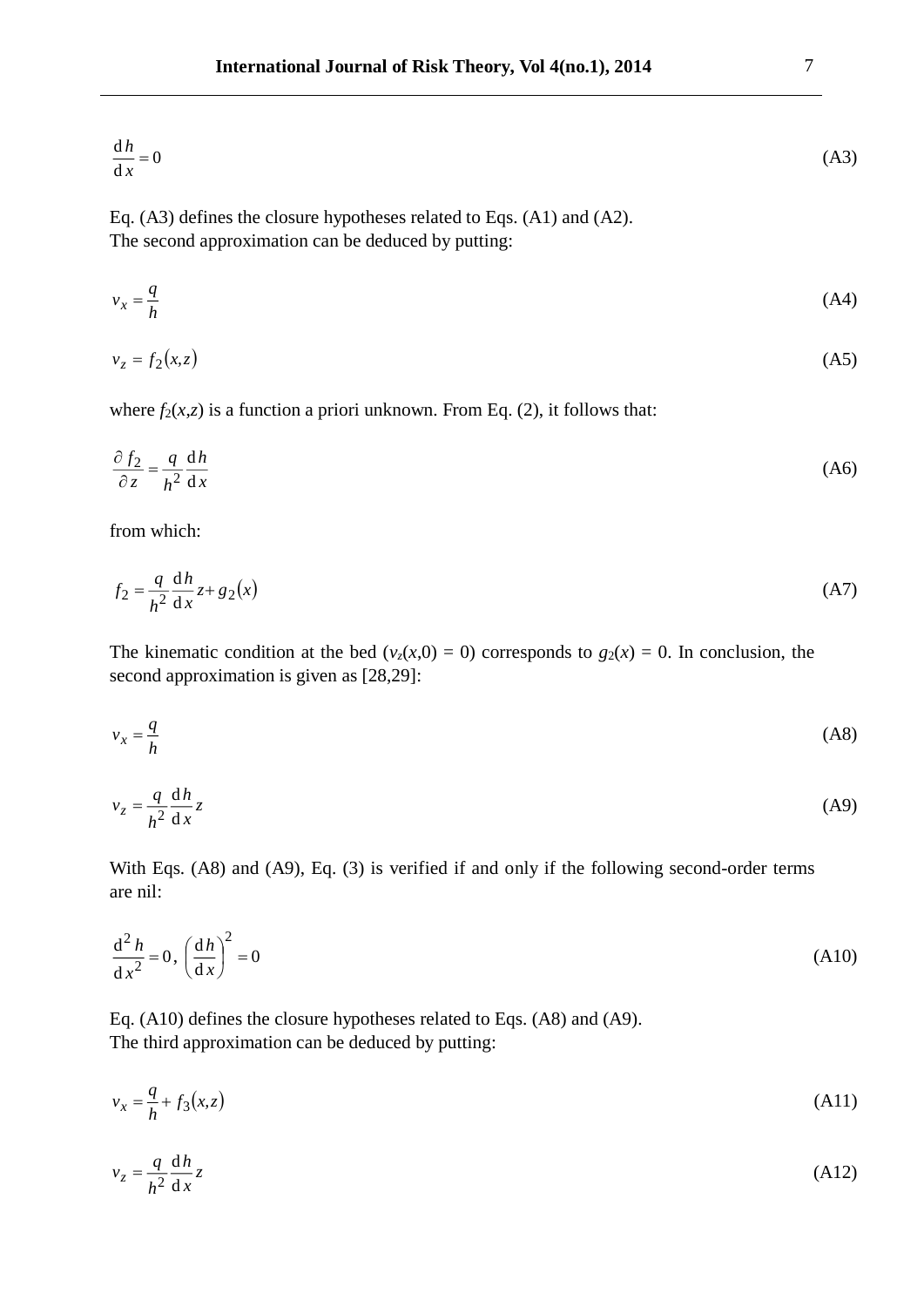$$\frac{\mathrm{d}h}{\mathrm{d}x} = 0 \tag{A3}$$

Eq. (A3) defines the closure hypotheses related to Eqs. (A1) and (A2).
The second approximation can be deduced by putting:

$$v_x = \frac{q}{h} \tag{A4}$$

$$v_z = f_2(x,z) \tag{A5}$$

where $f_2(x,z)$ is a function a priori unknown. From Eq. (2), it follows that:

$$\frac{\partial f_2}{\partial z} = \frac{q}{h^2}\frac{\mathrm{d}h}{\mathrm{d}x} \tag{A6}$$

from which:

$$f_2 = \frac{q}{h^2}\frac{\mathrm{d}h}{\mathrm{d}x}z + g_2(x) \tag{A7}$$

The kinematic condition at the bed ($v_z(x,0) = 0$) corresponds to $g_2(x) = 0$. In conclusion, the second approximation is given as [28,29]:

$$v_x = \frac{q}{h} \tag{A8}$$

$$v_z = \frac{q}{h^2}\frac{\mathrm{d}h}{\mathrm{d}x}z \tag{A9}$$

With Eqs. (A8) and (A9), Eq. (3) is verified if and only if the following second-order terms are nil:

$$\frac{\mathrm{d}^2 h}{\mathrm{d}x^2} = 0,\ \left(\frac{\mathrm{d}h}{\mathrm{d}x}\right)^2 = 0 \tag{A10}$$

Eq. (A10) defines the closure hypotheses related to Eqs. (A8) and (A9).
The third approximation can be deduced by putting:

$$v_x = \frac{q}{h} + f_3(x,z) \tag{A11}$$

$$v_z = \frac{q}{h^2}\frac{\mathrm{d}h}{\mathrm{d}x}z \tag{A12}$$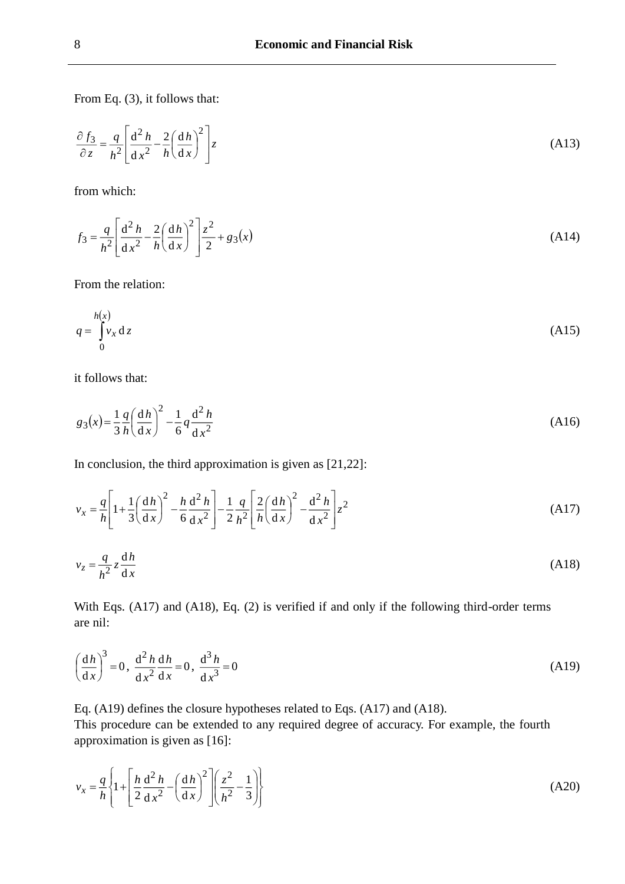From Eq. (3), it follows that:

$$\frac{\partial f_3}{\partial z} = \frac{q}{h^2}\left[\frac{\mathrm{d}^2 h}{\mathrm{d}x^2} - \frac{2}{h}\left(\frac{\mathrm{d}h}{\mathrm{d}x}\right)^2\right] z \tag{A13}$$

from which:

$$f_3 = \frac{q}{h^2}\left[\frac{\mathrm{d}^2 h}{\mathrm{d}x^2} - \frac{2}{h}\left(\frac{\mathrm{d}h}{\mathrm{d}x}\right)^2\right]\frac{z^2}{2} + g_3(x) \tag{A14}$$

From the relation:

$$q = \int_0^{h(x)} v_x \,\mathrm{d}z \tag{A15}$$

it follows that:

$$g_3(x) = \frac{1}{3}\frac{q}{h}\left(\frac{\mathrm{d}h}{\mathrm{d}x}\right)^2 - \frac{1}{6}q\frac{\mathrm{d}^2 h}{\mathrm{d}x^2} \tag{A16}$$

In conclusion, the third approximation is given as [21,22]:

$$v_x = \frac{q}{h}\left[1 + \frac{1}{3}\left(\frac{\mathrm{d}h}{\mathrm{d}x}\right)^2 - \frac{h}{6}\frac{\mathrm{d}^2 h}{\mathrm{d}x^2}\right] - \frac{1}{2}\frac{q}{h^2}\left[\frac{2}{h}\left(\frac{\mathrm{d}h}{\mathrm{d}x}\right)^2 - \frac{\mathrm{d}^2 h}{\mathrm{d}x^2}\right] z^2 \tag{A17}$$

$$v_z = \frac{q}{h^2} z \frac{\mathrm{d}h}{\mathrm{d}x} \tag{A18}$$

With Eqs. (A17) and (A18), Eq. (2) is verified if and only if the following third-order terms are nil:

$$\left(\frac{\mathrm{d}h}{\mathrm{d}x}\right)^3 = 0,\ \frac{\mathrm{d}^2 h}{\mathrm{d}x^2}\frac{\mathrm{d}h}{\mathrm{d}x} = 0,\ \frac{\mathrm{d}^3 h}{\mathrm{d}x^3} = 0 \tag{A19}$$

Eq. (A19) defines the closure hypotheses related to Eqs. (A17) and (A18).
This procedure can be extended to any required degree of accuracy. For example, the fourth approximation is given as [16]:

$$v_x = \frac{q}{h}\left\{1 + \left[\frac{h}{2}\frac{\mathrm{d}^2 h}{\mathrm{d}x^2} - \left(\frac{\mathrm{d}h}{\mathrm{d}x}\right)^2\right]\left(\frac{z^2}{h^2} - \frac{1}{3}\right)\right\} \tag{A20}$$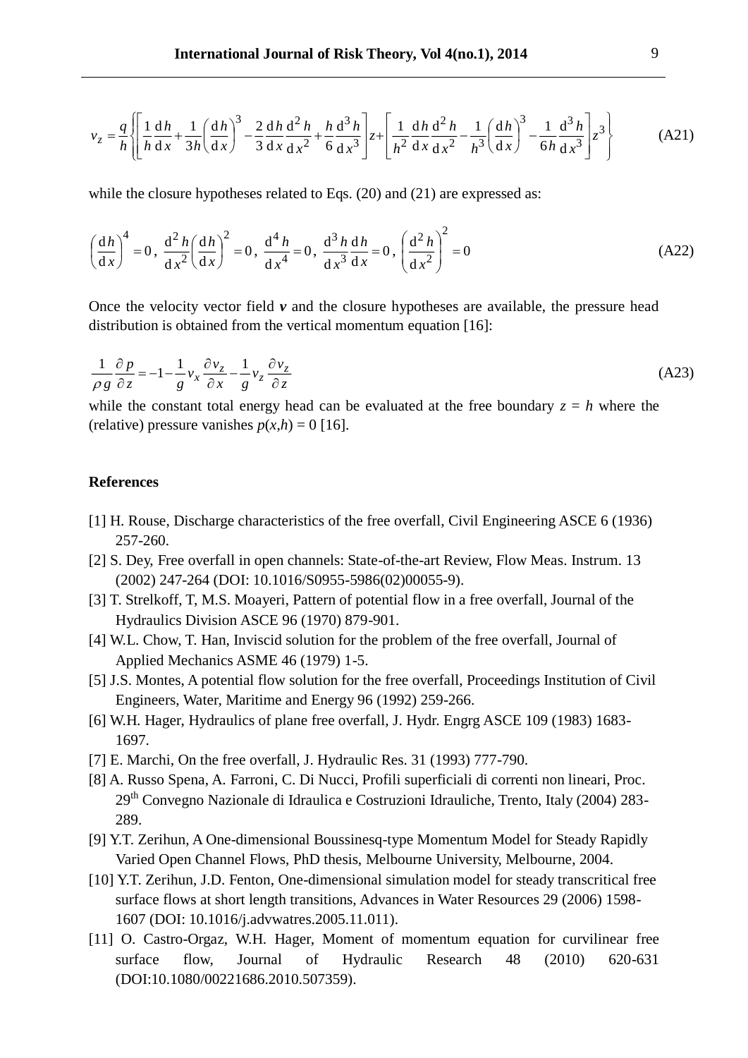$$v_z = \frac{q}{h}\left\{\left[\frac{1}{h}\frac{\mathrm{d}h}{\mathrm{d}x} + \frac{1}{3h}\left(\frac{\mathrm{d}h}{\mathrm{d}x}\right)^3 - \frac{2}{3}\frac{\mathrm{d}h}{\mathrm{d}x}\frac{\mathrm{d}^2 h}{\mathrm{d}x^2} + \frac{h}{6}\frac{\mathrm{d}^3 h}{\mathrm{d}x^3}\right]z + \left[\frac{1}{h^2}\frac{\mathrm{d}h}{\mathrm{d}x}\frac{\mathrm{d}^2 h}{\mathrm{d}x^2} - \frac{1}{h^3}\left(\frac{\mathrm{d}h}{\mathrm{d}x}\right)^3 - \frac{1}{6h}\frac{\mathrm{d}^3 h}{\mathrm{d}x^3}\right]z^3\right\} \tag{A21}$$

while the closure hypotheses related to Eqs. (20) and (21) are expressed as:

$$\left(\frac{\mathrm{d}h}{\mathrm{d}x}\right)^4 = 0,\ \frac{\mathrm{d}^2 h}{\mathrm{d}x^2}\left(\frac{\mathrm{d}h}{\mathrm{d}x}\right)^2 = 0,\ \frac{\mathrm{d}^4 h}{\mathrm{d}x^4} = 0,\ \frac{\mathrm{d}^3 h}{\mathrm{d}x^3}\frac{\mathrm{d}h}{\mathrm{d}x} = 0,\ \left(\frac{\mathrm{d}^2 h}{\mathrm{d}x^2}\right)^2 = 0 \tag{A22}$$

Once the velocity vector field $\boldsymbol{v}$ and the closure hypotheses are available, the pressure head distribution is obtained from the vertical momentum equation [16]:

$$\frac{1}{\rho g}\frac{\partial p}{\partial z} = -1 - \frac{1}{g}v_x\frac{\partial v_z}{\partial x} - \frac{1}{g}v_z\frac{\partial v_z}{\partial z} \tag{A23}$$

while the constant total energy head can be evaluated at the free boundary $z = h$ where the (relative) pressure vanishes $p(x,h) = 0$ [16].

## References

[1] H. Rouse, Discharge characteristics of the free overfall, Civil Engineering ASCE 6 (1936) 257-260.

[2] S. Dey, Free overfall in open channels: State-of-the-art Review, Flow Meas. Instrum. 13 (2002) 247-264 (DOI: 10.1016/S0955-5986(02)00055-9).

[3] T. Strelkoff, T, M.S. Moayeri, Pattern of potential flow in a free overfall, Journal of the Hydraulics Division ASCE 96 (1970) 879-901.

[4] W.L. Chow, T. Han, Inviscid solution for the problem of the free overfall, Journal of Applied Mechanics ASME 46 (1979) 1-5.

[5] J.S. Montes, A potential flow solution for the free overfall, Proceedings Institution of Civil Engineers, Water, Maritime and Energy 96 (1992) 259-266.

[6] W.H. Hager, Hydraulics of plane free overfall, J. Hydr. Engrg ASCE 109 (1983) 1683-1697.

[7] E. Marchi, On the free overfall, J. Hydraulic Res. 31 (1993) 777-790.

[8] A. Russo Spena, A. Farroni, C. Di Nucci, Profili superficiali di correnti non lineari, Proc. 29th Convegno Nazionale di Idraulica e Costruzioni Idrauliche, Trento, Italy (2004) 283-289.

[9] Y.T. Zerihun, A One-dimensional Boussinesq-type Momentum Model for Steady Rapidly Varied Open Channel Flows, PhD thesis, Melbourne University, Melbourne, 2004.

[10] Y.T. Zerihun, J.D. Fenton, One-dimensional simulation model for steady transcritical free surface flows at short length transitions, Advances in Water Resources 29 (2006) 1598-1607 (DOI: 10.1016/j.advwatres.2005.11.011).

[11] O. Castro-Orgaz, W.H. Hager, Moment of momentum equation for curvilinear free surface flow, Journal of Hydraulic Research 48 (2010) 620-631 (DOI:10.1080/00221686.2010.507359).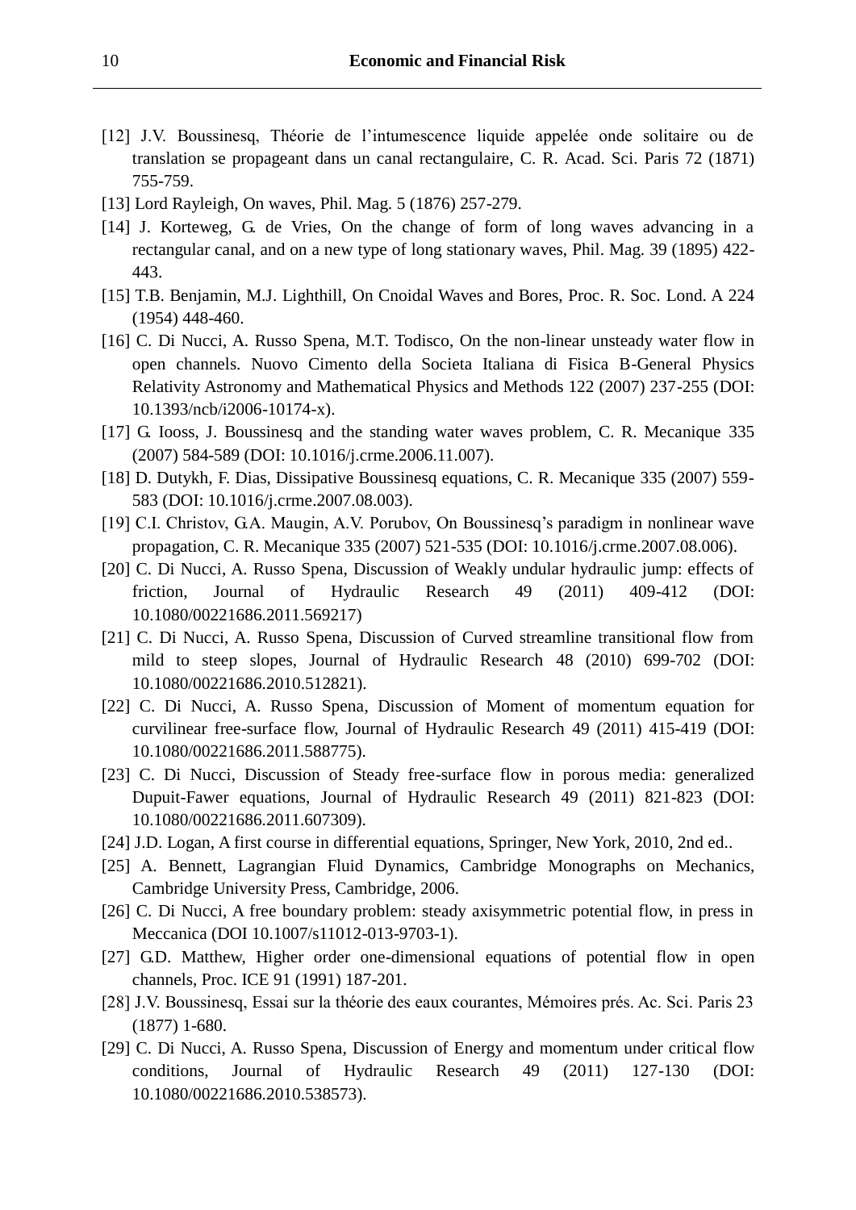[12] J.V. Boussinesq, Théorie de l'intumescence liquide appelée onde solitaire ou de translation se propageant dans un canal rectangulaire, C. R. Acad. Sci. Paris 72 (1871) 755-759.

[13] Lord Rayleigh, On waves, Phil. Mag. 5 (1876) 257-279.

[14] J. Korteweg, G. de Vries, On the change of form of long waves advancing in a rectangular canal, and on a new type of long stationary waves, Phil. Mag. 39 (1895) 422-443.

[15] T.B. Benjamin, M.J. Lighthill, On Cnoidal Waves and Bores, Proc. R. Soc. Lond. A 224 (1954) 448-460.

[16] C. Di Nucci, A. Russo Spena, M.T. Todisco, On the non-linear unsteady water flow in open channels. Nuovo Cimento della Societa Italiana di Fisica B-General Physics Relativity Astronomy and Mathematical Physics and Methods 122 (2007) 237-255 (DOI: 10.1393/ncb/i2006-10174-x).

[17] G. Iooss, J. Boussinesq and the standing water waves problem, C. R. Mecanique 335 (2007) 584-589 (DOI: 10.1016/j.crme.2006.11.007).

[18] D. Dutykh, F. Dias, Dissipative Boussinesq equations, C. R. Mecanique 335 (2007) 559-583 (DOI: 10.1016/j.crme.2007.08.003).

[19] C.I. Christov, G.A. Maugin, A.V. Porubov, On Boussinesq's paradigm in nonlinear wave propagation, C. R. Mecanique 335 (2007) 521-535 (DOI: 10.1016/j.crme.2007.08.006).

[20] C. Di Nucci, A. Russo Spena, Discussion of Weakly undular hydraulic jump: effects of friction, Journal of Hydraulic Research 49 (2011) 409-412 (DOI: 10.1080/00221686.2011.569217)

[21] C. Di Nucci, A. Russo Spena, Discussion of Curved streamline transitional flow from mild to steep slopes, Journal of Hydraulic Research 48 (2010) 699-702 (DOI: 10.1080/00221686.2010.512821).

[22] C. Di Nucci, A. Russo Spena, Discussion of Moment of momentum equation for curvilinear free-surface flow, Journal of Hydraulic Research 49 (2011) 415-419 (DOI: 10.1080/00221686.2011.588775).

[23] C. Di Nucci, Discussion of Steady free-surface flow in porous media: generalized Dupuit-Fawer equations, Journal of Hydraulic Research 49 (2011) 821-823 (DOI: 10.1080/00221686.2011.607309).

[24] J.D. Logan, A first course in differential equations, Springer, New York, 2010, 2nd ed..

[25] A. Bennett, Lagrangian Fluid Dynamics, Cambridge Monographs on Mechanics, Cambridge University Press, Cambridge, 2006.

[26] C. Di Nucci, A free boundary problem: steady axisymmetric potential flow, in press in Meccanica (DOI 10.1007/s11012-013-9703-1).

[27] G.D. Matthew, Higher order one-dimensional equations of potential flow in open channels, Proc. ICE 91 (1991) 187-201.

[28] J.V. Boussinesq, Essai sur la théorie des eaux courantes, Mémoires prés. Ac. Sci. Paris 23 (1877) 1-680.

[29] C. Di Nucci, A. Russo Spena, Discussion of Energy and momentum under critical flow conditions, Journal of Hydraulic Research 49 (2011) 127-130 (DOI: 10.1080/00221686.2010.538573).